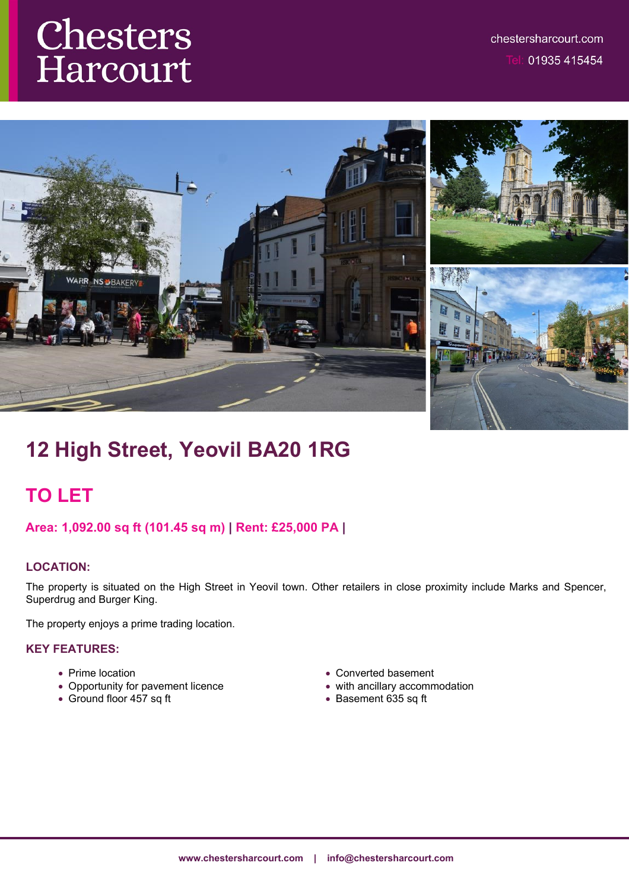# Chesters Harcourt

chestersharcourt.com

Tel: 01935 415454

## 12 High Street, Yeovil BA20 1RG

## TO LET

**Area: 1,092.00 sq ft (101.45 sq m) | Rent: £25,000 PA |**

### LOCATION:

The property is situated on the High Street in Yeovil town. Other retailers in close proximity include Marks and Spencer, Superdrug and Burger King.

The property enjoys a prime trading location.

### KEY FEATURES:

- Prime location
- Opportunity for pavement licence
- Ground floor 457 sq ft
- Converted basement
- with ancillary accommodation
- Basement 635 sq ft

www.chestersharcourt.com | info@chestersharcourt.com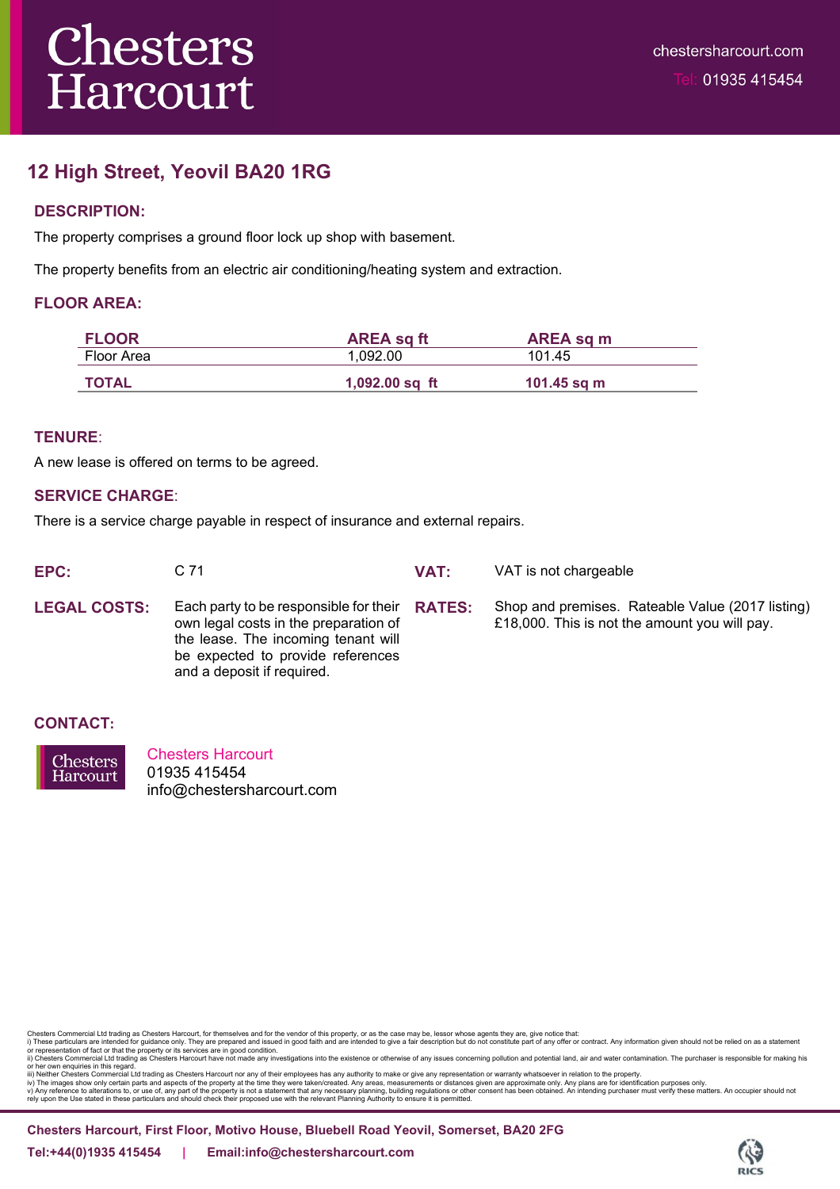## 12 High Street, Yeovil BA20 1RG

### DESCRIPTION:

The property comprises a ground floor lock up shop with basement.

The property benefits from an electric air conditioning/heating system and extraction.

### FLOOR AREA:

| FLOOR | AREA sq ft | AREA sq m |
|---|---|---|
| Floor Area | 1,092.00 | 101.45 |
| **TOTAL** | **1,092.00 sq ft** | **101.45 sq m** |

### TENURE:

A new lease is offered on terms to be agreed.

### SERVICE CHARGE:

There is a service charge payable in respect of insurance and external repairs.

**EPC:** C 71

**VAT:** VAT is not chargeable

**LEGAL COSTS:** Each party to be responsible for their own legal costs in the preparation of the lease. The incoming tenant will be expected to provide references and a deposit if required.

**RATES:** Shop and premises. Rateable Value (2017 listing) £18,000. This is not the amount you will pay.

### CONTACT:

Chesters Harcourt
01935 415454
info@chestersharcourt.com

Chesters Commercial Ltd trading as Chesters Harcourt, for themselves and for the vendor of this property, or as the case may be, lessor whose agents they are, give notice that:
i) These particulars are intended for guidance only. They are prepared and issued in good faith and are intended to give a fair description but do not constitute part of any offer or contract. Any information given should not be relied on as a statement or representation of fact or that the property or its services are in good condition.
ii) Chesters Commercial Ltd trading as Chesters Harcourt have not made any investigations into the existence or otherwise of any issues concerning pollution and potential land, air and water contamination. The purchaser is responsible for making his or her own enquiries in this regard.
iii) Neither Chesters Commercial Ltd trading as Chesters Harcourt nor any of their employees has any authority to make or give any representation or warranty whatsoever in relation to the property.
iv) The images show only certain parts and aspects of the property at the time they were taken/created. Any areas, measurements or distances given are approximate only. Any plans are for identification purposes only.
v) Any reference to alterations to, or use of, any part of the property is not a statement that any necessary planning, building regulations or other consent has been obtained. An intending purchaser must verify these matters. An occupier should not rely upon the Use stated in these particulars and should check their proposed use with the relevant Planning Authority to ensure it is permitted.

**Chesters Harcourt, First Floor, Motivo House, Bluebell Road Yeovil, Somerset, BA20 2FG**

**Tel:+44(0)1935 415454 | Email:info@chestersharcourt.com**